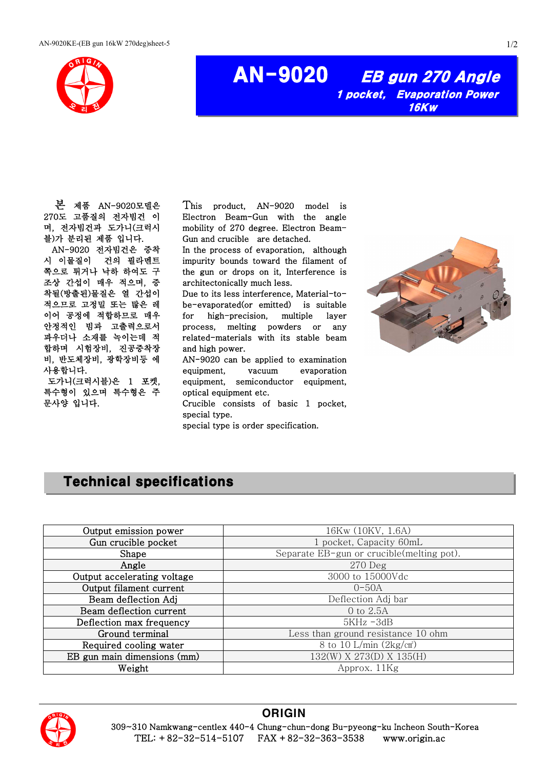# AN-9020 EB gun 270 Angle

***1 pocket, Evaporation Power 16Kw***

본 제품 AN-9020모델은 270도 고품질의 전자빔건 이며, 전자빔건과 도가니(크럭시블)가 분리된 제품 입니다.
AN-9020 전자빔건은 증착시 이물질이 건의 필라멘트 쪽으로 튀거나 낙하 하여도 구조상 간섭이 매우 적으며, 증착될(방출된)물질은 열 간섭이 적으므로 고정밀 또는 많은 레이어 공정에 적합하므로 매우 안정적인 빔과 고출력으로서 파우더나 소재를 녹이는데 적합하며 시험장비, 진공증착장비, 반도체장비, 광학장비등 에 사용합니다.
도가니(크럭시블)은 1 포켓, 특수형이 있으며 특수형은 주문사양 입니다.

This product, AN-9020 model is Electron Beam-Gun with the angle mobility of 270 degree. Electron Beam-Gun and crucible are detached.
In the process of evaporation, although impurity bounds toward the filament of the gun or drops on it, Interference is architectonically much less.
Due to its less interference, Material-to-be-evaporated(or emitted) is suitable for high-precision, multiple layer process, melting powders or any related-materials with its stable beam and high power.
AN-9020 can be applied to examination equipment, vacuum evaporation equipment, semiconductor equipment, optical equipment etc.
Crucible consists of basic 1 pocket, special type.
special type is order specification.

## Technical specifications

| Item | Specification |
|---|---|
| Output emission power | 16Kw (10KV, 1.6A) |
| Gun crucible pocket | 1 pocket, Capacity 60mL |
| Shape | Separate EB-gun or crucible(melting pot). |
| Angle | 270 Deg |
| Output accelerating voltage | 3000 to 15000Vdc |
| Output filament current | 0-50A |
| Beam deflection Adj | Deflection Adj bar |
| Beam deflection current | 0 to 2.5A |
| Deflection max frequency | 5KHz -3dB |
| Ground terminal | Less than ground resistance 10 ohm |
| Required cooling water | 8 to 10 L/min (2kg/㎠) |
| EB gun main dimensions (mm) | 132(W) X 273(D) X 135(H) |
| Weight | Approx. 11Kg |

**ORIGIN**

309~310 Namkwang-centlex 440-4 Chung-chun-dong Bu-pyeong-ku Incheon South-Korea
TEL: + 82-32-514-5107 FAX + 82-32-363-3538 www.origin.ac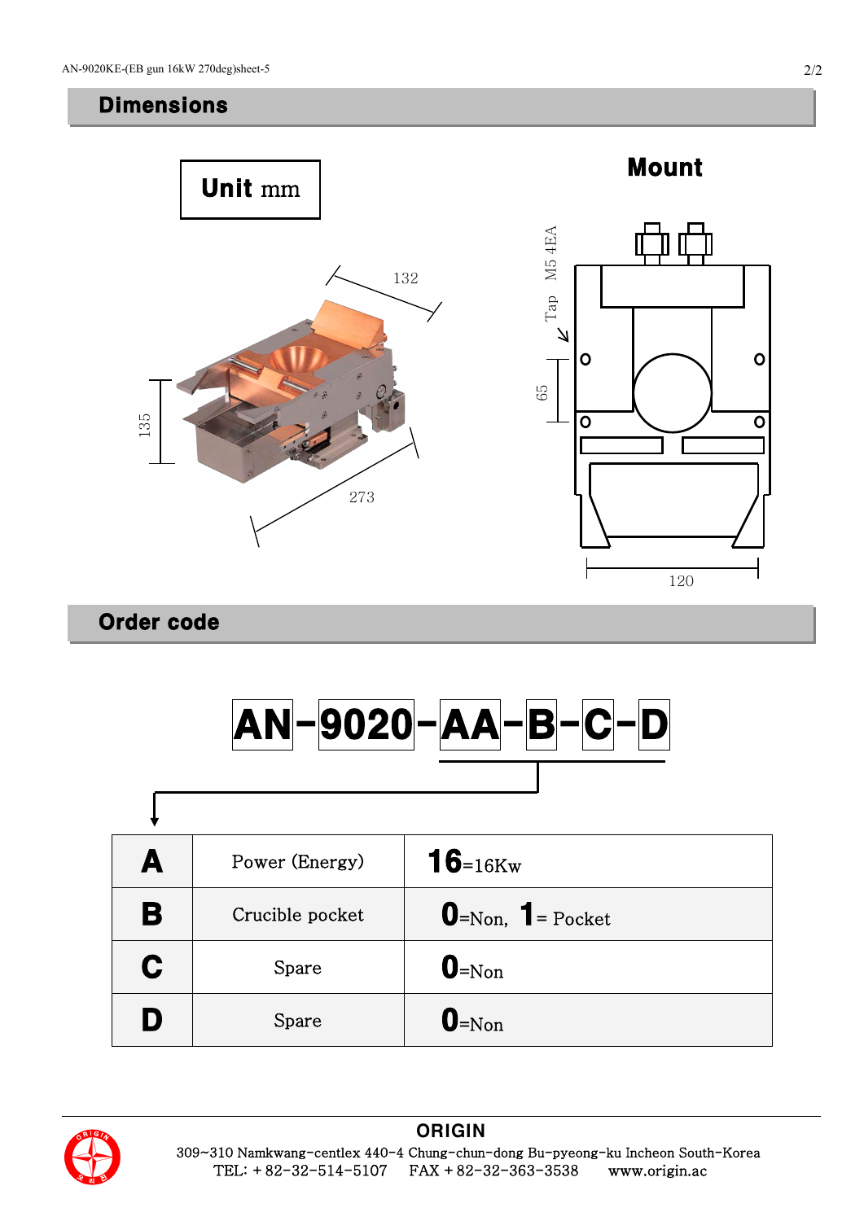## Dimensions

**Unit** mm

132

135

273

**Mount**

Tap M5 4EA

65

120

## Order code

**AN-9020-AA-B-C-D**

| | | |
|---|---|---|
| **A** | Power (Energy) | **16**=16Kw |
| **B** | Crucible pocket | **0**=Non, **1**= Pocket |
| **C** | Spare | **0**=Non |
| **D** | Spare | **0**=Non |

**ORIGIN**

309~310 Namkwang-centlex 440-4 Chung-chun-dong Bu-pyeong-ku Incheon South-Korea
TEL: +82-32-514-5107 FAX +82-32-363-3538 www.origin.ac